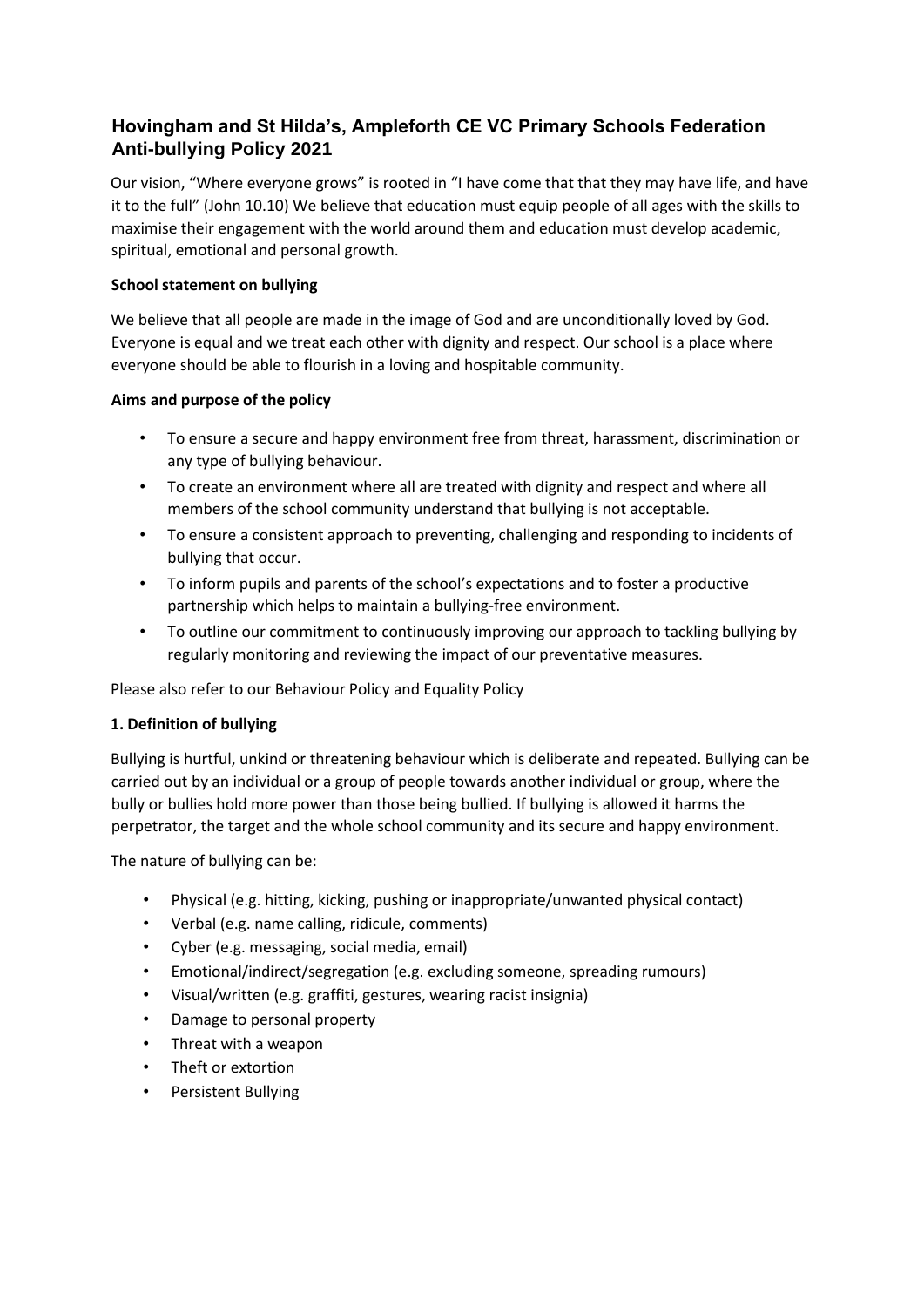# Hovingham and St Hilda's, Ampleforth CE VC Primary Schools Federation Anti-bullying Policy 2021

Our vision, "Where everyone grows" is rooted in "I have come that that they may have life, and have it to the full" (John 10.10) We believe that education must equip people of all ages with the skills to maximise their engagement with the world around them and education must develop academic, spiritual, emotional and personal growth.

**School statement on bullying**

We believe that all people are made in the image of God and are unconditionally loved by God. Everyone is equal and we treat each other with dignity and respect. Our school is a place where everyone should be able to flourish in a loving and hospitable community.

**Aims and purpose of the policy**

- To ensure a secure and happy environment free from threat, harassment, discrimination or any type of bullying behaviour.
- To create an environment where all are treated with dignity and respect and where all members of the school community understand that bullying is not acceptable.
- To ensure a consistent approach to preventing, challenging and responding to incidents of bullying that occur.
- To inform pupils and parents of the school's expectations and to foster a productive partnership which helps to maintain a bullying-free environment.
- To outline our commitment to continuously improving our approach to tackling bullying by regularly monitoring and reviewing the impact of our preventative measures.

Please also refer to our Behaviour Policy and Equality Policy

**1. Definition of bullying**

Bullying is hurtful, unkind or threatening behaviour which is deliberate and repeated. Bullying can be carried out by an individual or a group of people towards another individual or group, where the bully or bullies hold more power than those being bullied. If bullying is allowed it harms the perpetrator, the target and the whole school community and its secure and happy environment.

The nature of bullying can be:

- Physical (e.g. hitting, kicking, pushing or inappropriate/unwanted physical contact)
- Verbal (e.g. name calling, ridicule, comments)
- Cyber (e.g. messaging, social media, email)
- Emotional/indirect/segregation (e.g. excluding someone, spreading rumours)
- Visual/written (e.g. graffiti, gestures, wearing racist insignia)
- Damage to personal property
- Threat with a weapon
- Theft or extortion
- Persistent Bullying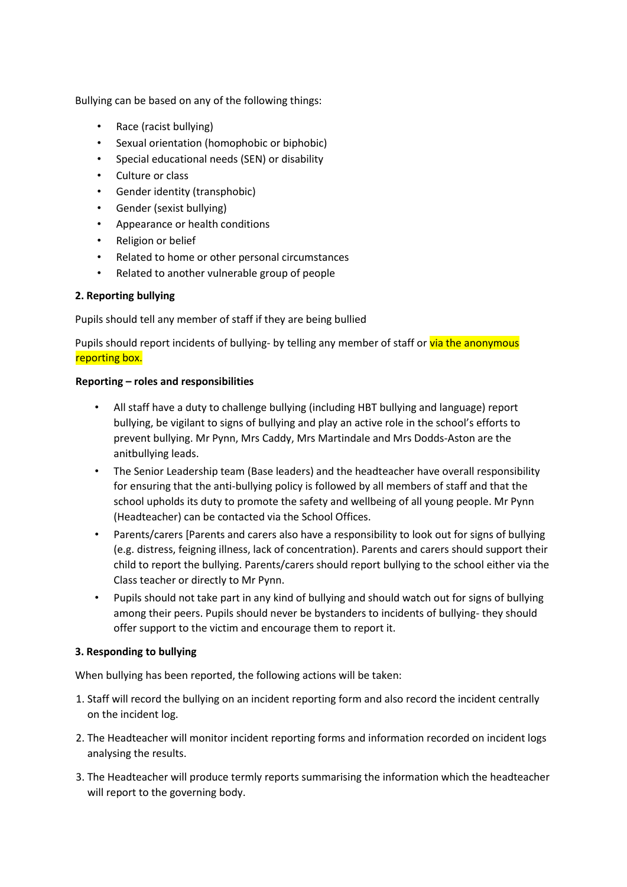Bullying can be based on any of the following things:

- Race (racist bullying)
- Sexual orientation (homophobic or biphobic)
- Special educational needs (SEN) or disability
- Culture or class
- Gender identity (transphobic)
- Gender (sexist bullying)
- Appearance or health conditions
- Religion or belief
- Related to home or other personal circumstances
- Related to another vulnerable group of people

**2. Reporting bullying**

Pupils should tell any member of staff if they are being bullied

Pupils should report incidents of bullying- by telling any member of staff or via the anonymous reporting box.

**Reporting – roles and responsibilities**

- All staff have a duty to challenge bullying (including HBT bullying and language) report bullying, be vigilant to signs of bullying and play an active role in the school's efforts to prevent bullying. Mr Pynn, Mrs Caddy, Mrs Martindale and Mrs Dodds-Aston are the anitbullying leads.
- The Senior Leadership team (Base leaders) and the headteacher have overall responsibility for ensuring that the anti-bullying policy is followed by all members of staff and that the school upholds its duty to promote the safety and wellbeing of all young people. Mr Pynn (Headteacher) can be contacted via the School Offices.
- Parents/carers [Parents and carers also have a responsibility to look out for signs of bullying (e.g. distress, feigning illness, lack of concentration). Parents and carers should support their child to report the bullying. Parents/carers should report bullying to the school either via the Class teacher or directly to Mr Pynn.
- Pupils should not take part in any kind of bullying and should watch out for signs of bullying among their peers. Pupils should never be bystanders to incidents of bullying- they should offer support to the victim and encourage them to report it.

**3. Responding to bullying**

When bullying has been reported, the following actions will be taken:

1. Staff will record the bullying on an incident reporting form and also record the incident centrally on the incident log.
2. The Headteacher will monitor incident reporting forms and information recorded on incident logs analysing the results.
3. The Headteacher will produce termly reports summarising the information which the headteacher will report to the governing body.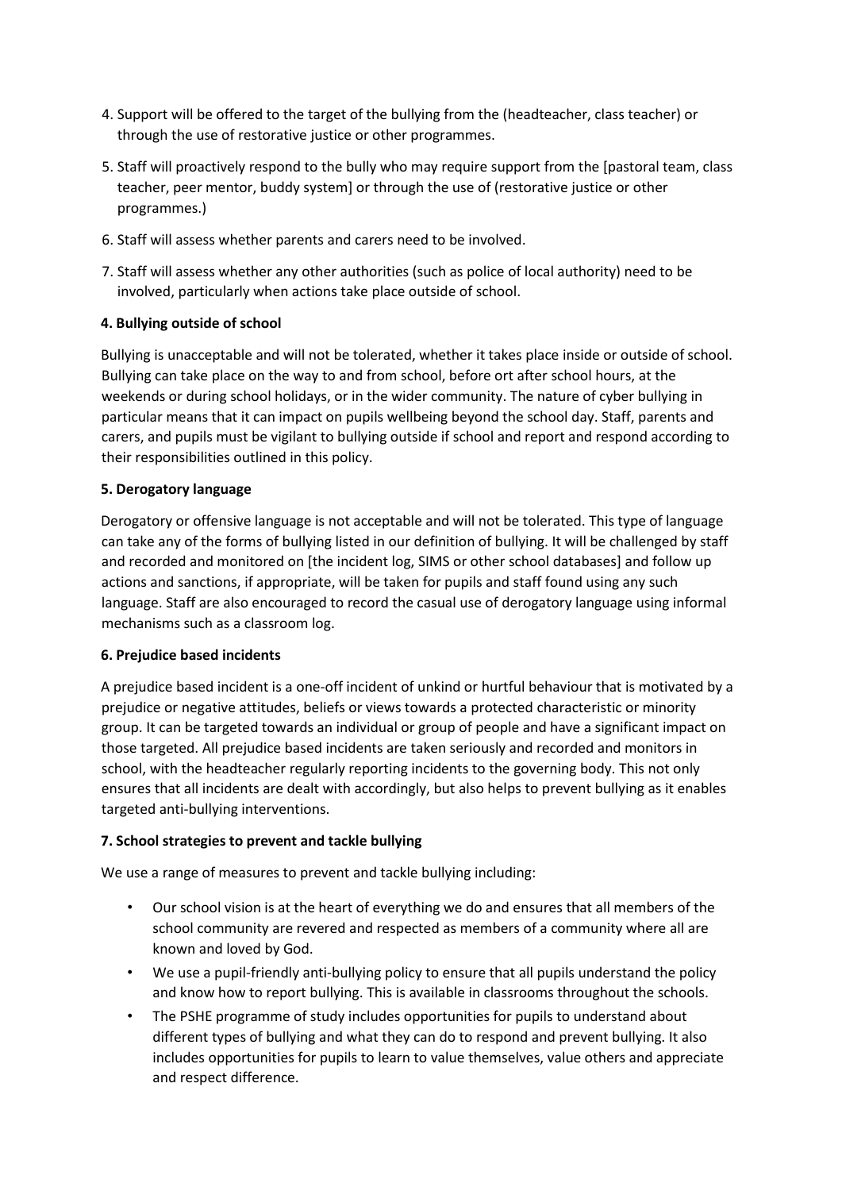4. Support will be offered to the target of the bullying from the (headteacher, class teacher) or through the use of restorative justice or other programmes.
5. Staff will proactively respond to the bully who may require support from the [pastoral team, class teacher, peer mentor, buddy system] or through the use of (restorative justice or other programmes.)
6. Staff will assess whether parents and carers need to be involved.
7. Staff will assess whether any other authorities (such as police of local authority) need to be involved, particularly when actions take place outside of school.

#### 4. Bullying outside of school

Bullying is unacceptable and will not be tolerated, whether it takes place inside or outside of school. Bullying can take place on the way to and from school, before ort after school hours, at the weekends or during school holidays, or in the wider community. The nature of cyber bullying in particular means that it can impact on pupils wellbeing beyond the school day. Staff, parents and carers, and pupils must be vigilant to bullying outside if school and report and respond according to their responsibilities outlined in this policy.

#### 5. Derogatory language

Derogatory or offensive language is not acceptable and will not be tolerated. This type of language can take any of the forms of bullying listed in our definition of bullying. It will be challenged by staff and recorded and monitored on [the incident log, SIMS or other school databases] and follow up actions and sanctions, if appropriate, will be taken for pupils and staff found using any such language. Staff are also encouraged to record the casual use of derogatory language using informal mechanisms such as a classroom log.

#### 6. Prejudice based incidents

A prejudice based incident is a one-off incident of unkind or hurtful behaviour that is motivated by a prejudice or negative attitudes, beliefs or views towards a protected characteristic or minority group. It can be targeted towards an individual or group of people and have a significant impact on those targeted. All prejudice based incidents are taken seriously and recorded and monitors in school, with the headteacher regularly reporting incidents to the governing body. This not only ensures that all incidents are dealt with accordingly, but also helps to prevent bullying as it enables targeted anti-bullying interventions.

#### 7. School strategies to prevent and tackle bullying

We use a range of measures to prevent and tackle bullying including:

- Our school vision is at the heart of everything we do and ensures that all members of the school community are revered and respected as members of a community where all are known and loved by God.
- We use a pupil-friendly anti-bullying policy to ensure that all pupils understand the policy and know how to report bullying. This is available in classrooms throughout the schools.
- The PSHE programme of study includes opportunities for pupils to understand about different types of bullying and what they can do to respond and prevent bullying. It also includes opportunities for pupils to learn to value themselves, value others and appreciate and respect difference.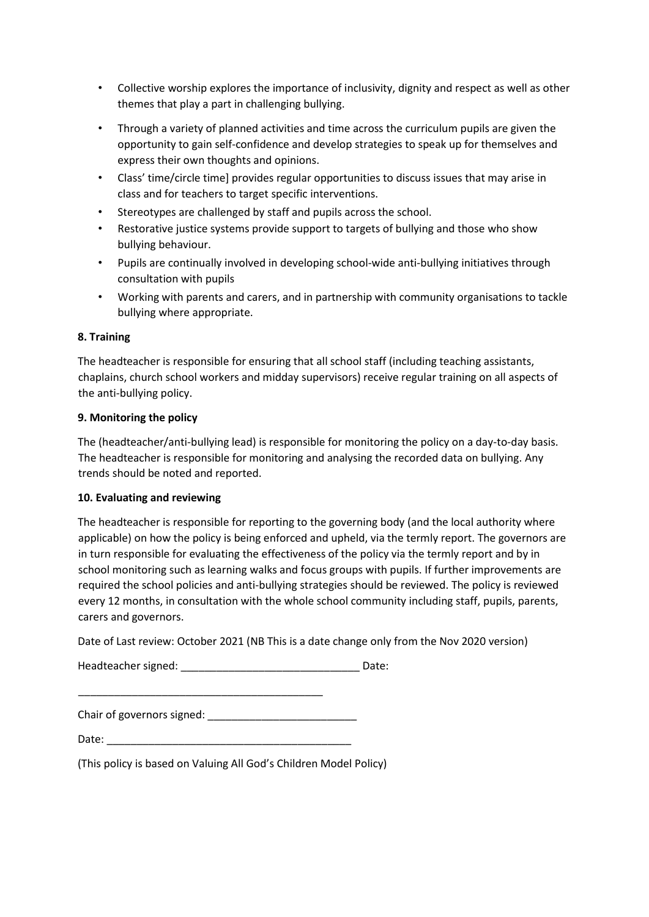- Collective worship explores the importance of inclusivity, dignity and respect as well as other themes that play a part in challenging bullying.
- Through a variety of planned activities and time across the curriculum pupils are given the opportunity to gain self-confidence and develop strategies to speak up for themselves and express their own thoughts and opinions.
- Class' time/circle time] provides regular opportunities to discuss issues that may arise in class and for teachers to target specific interventions.
- Stereotypes are challenged by staff and pupils across the school.
- Restorative justice systems provide support to targets of bullying and those who show bullying behaviour.
- Pupils are continually involved in developing school-wide anti-bullying initiatives through consultation with pupils
- Working with parents and carers, and in partnership with community organisations to tackle bullying where appropriate.

**8. Training**

The headteacher is responsible for ensuring that all school staff (including teaching assistants, chaplains, church school workers and midday supervisors) receive regular training on all aspects of the anti-bullying policy.

**9. Monitoring the policy**

The (headteacher/anti-bullying lead) is responsible for monitoring the policy on a day-to-day basis. The headteacher is responsible for monitoring and analysing the recorded data on bullying. Any trends should be noted and reported.

**10. Evaluating and reviewing**

The headteacher is responsible for reporting to the governing body (and the local authority where applicable) on how the policy is being enforced and upheld, via the termly report. The governors are in turn responsible for evaluating the effectiveness of the policy via the termly report and by in school monitoring such as learning walks and focus groups with pupils. If further improvements are required the school policies and anti-bullying strategies should be reviewed. The policy is reviewed every 12 months, in consultation with the whole school community including staff, pupils, parents, carers and governors.

Date of Last review: October 2021 (NB This is a date change only from the Nov 2020 version)

Headteacher signed: ______________________________ Date:

__________________________________________

Chair of governors signed: _________________________

Date: _________________________________________

(This policy is based on Valuing All God's Children Model Policy)